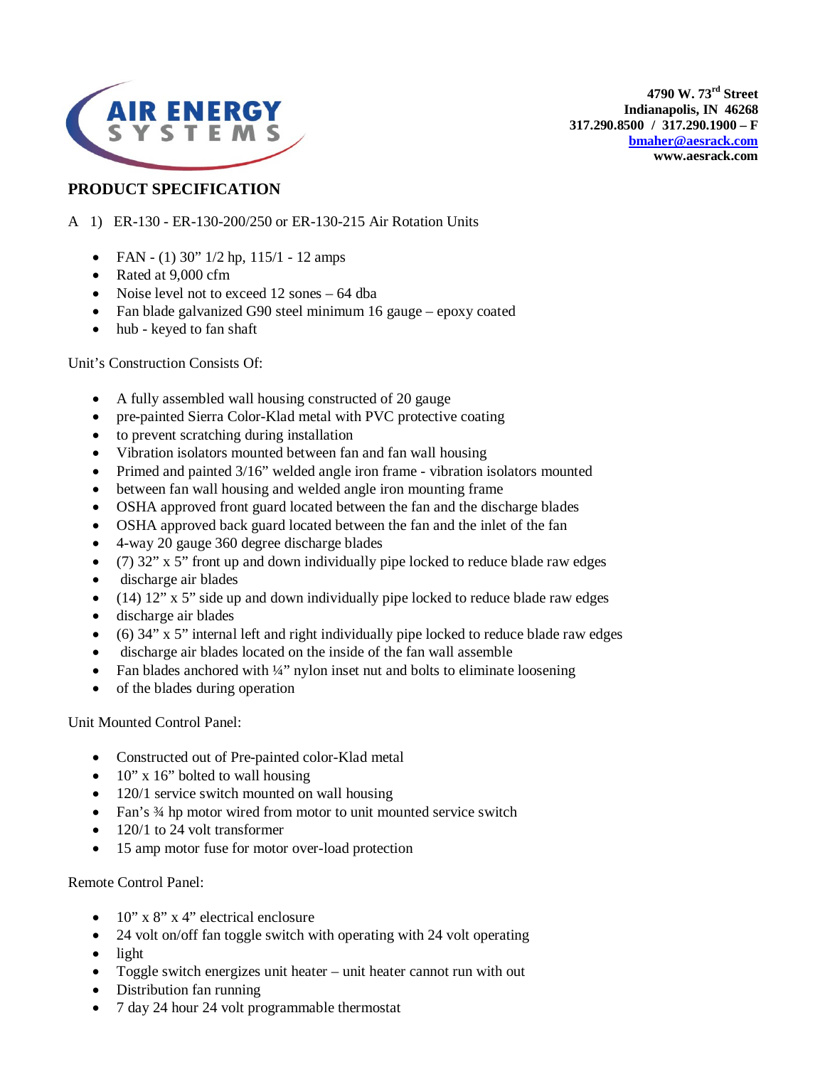**AIR ENERGY SYSTEMS**

**4790 W. 73rd Street**
**Indianapolis, IN 46268**
**317.290.8500 / 317.290.1900 – F**
**bmaher@aesrack.com**
**www.aesrack.com**

## PRODUCT SPECIFICATION

A 1) ER-130 - ER-130-200/250 or ER-130-215 Air Rotation Units

- FAN - (1) 30" 1/2 hp, 115/1 - 12 amps
- Rated at 9,000 cfm
- Noise level not to exceed 12 sones – 64 dba
- Fan blade galvanized G90 steel minimum 16 gauge – epoxy coated
- hub - keyed to fan shaft

Unit's Construction Consists Of:

- A fully assembled wall housing constructed of 20 gauge
- pre-painted Sierra Color-Klad metal with PVC protective coating
- to prevent scratching during installation
- Vibration isolators mounted between fan and fan wall housing
- Primed and painted 3/16" welded angle iron frame - vibration isolators mounted
- between fan wall housing and welded angle iron mounting frame
- OSHA approved front guard located between the fan and the discharge blades
- OSHA approved back guard located between the fan and the inlet of the fan
- 4-way 20 gauge 360 degree discharge blades
- (7) 32" x 5" front up and down individually pipe locked to reduce blade raw edges
- discharge air blades
- (14) 12" x 5" side up and down individually pipe locked to reduce blade raw edges
- discharge air blades
- (6) 34" x 5" internal left and right individually pipe locked to reduce blade raw edges
- discharge air blades located on the inside of the fan wall assemble
- Fan blades anchored with ¼" nylon inset nut and bolts to eliminate loosening
- of the blades during operation

Unit Mounted Control Panel:

- Constructed out of Pre-painted color-Klad metal
- 10" x 16" bolted to wall housing
- 120/1 service switch mounted on wall housing
- Fan's ¾ hp motor wired from motor to unit mounted service switch
- 120/1 to 24 volt transformer
- 15 amp motor fuse for motor over-load protection

Remote Control Panel:

- 10" x 8" x 4" electrical enclosure
- 24 volt on/off fan toggle switch with operating with 24 volt operating
- light
- Toggle switch energizes unit heater – unit heater cannot run with out
- Distribution fan running
- 7 day 24 hour 24 volt programmable thermostat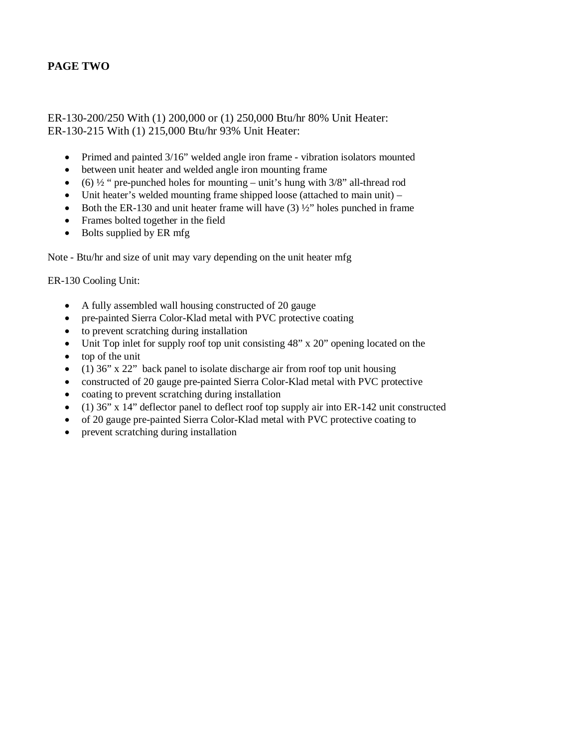**PAGE TWO**

ER-130-200/250 With (1) 200,000 or (1) 250,000 Btu/hr 80% Unit Heater:
ER-130-215 With (1) 215,000 Btu/hr 93% Unit Heater:

- Primed and painted 3/16" welded angle iron frame - vibration isolators mounted
- between unit heater and welded angle iron mounting frame
- (6) ½ " pre-punched holes for mounting – unit's hung with 3/8" all-thread rod
- Unit heater's welded mounting frame shipped loose (attached to main unit) –
- Both the ER-130 and unit heater frame will have (3) ½" holes punched in frame
- Frames bolted together in the field
- Bolts supplied by ER mfg

Note - Btu/hr and size of unit may vary depending on the unit heater mfg

ER-130 Cooling Unit:

- A fully assembled wall housing constructed of 20 gauge
- pre-painted Sierra Color-Klad metal with PVC protective coating
- to prevent scratching during installation
- Unit Top inlet for supply roof top unit consisting 48" x 20" opening located on the
- top of the unit
- (1) 36" x 22" back panel to isolate discharge air from roof top unit housing
- constructed of 20 gauge pre-painted Sierra Color-Klad metal with PVC protective
- coating to prevent scratching during installation
- (1) 36" x 14" deflector panel to deflect roof top supply air into ER-142 unit constructed
- of 20 gauge pre-painted Sierra Color-Klad metal with PVC protective coating to
- prevent scratching during installation